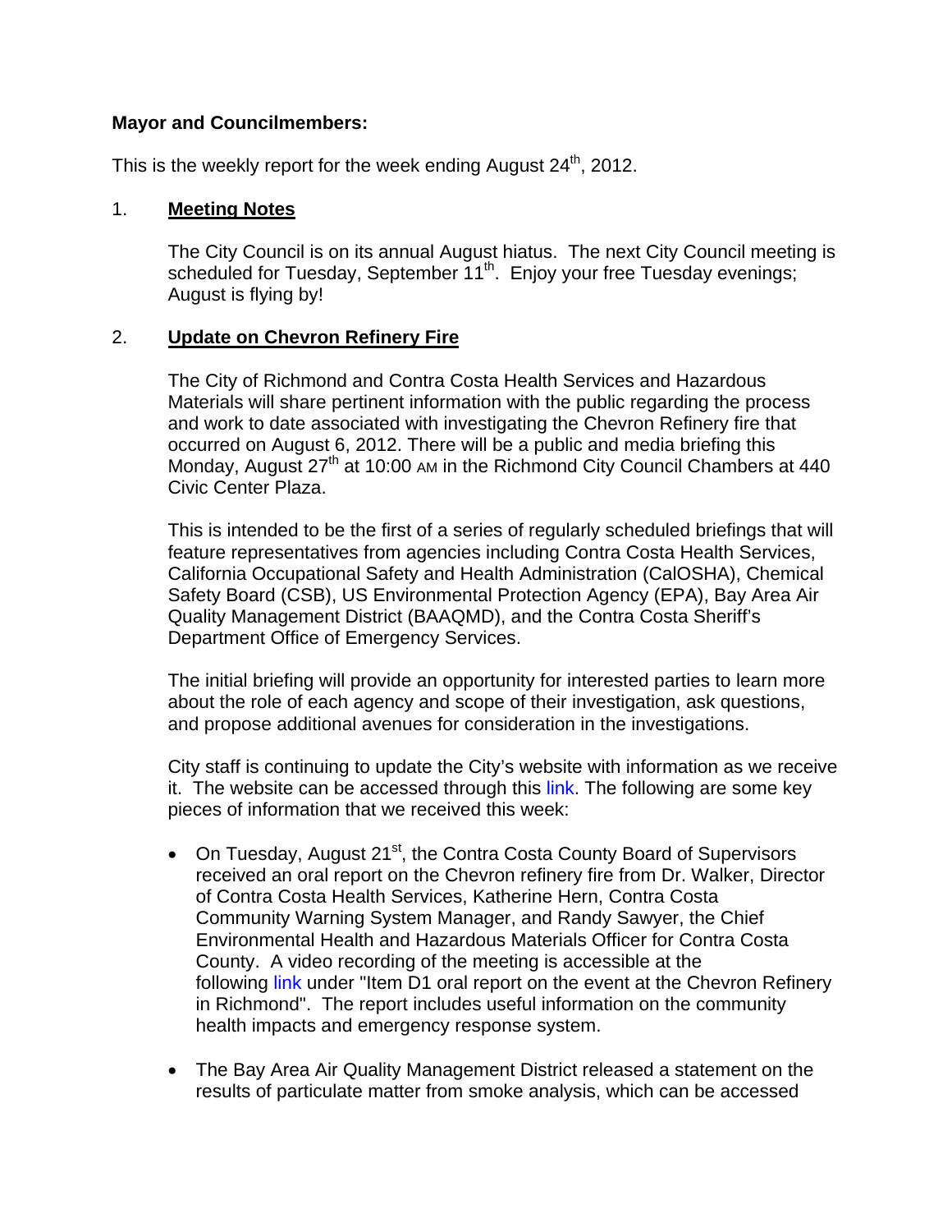**Mayor and Councilmembers:**

This is the weekly report for the week ending August 24th, 2012.

1. **Meeting Notes**

   The City Council is on its annual August hiatus. The next City Council meeting is scheduled for Tuesday, September 11th. Enjoy your free Tuesday evenings; August is flying by!

2. **Update on Chevron Refinery Fire**

   The City of Richmond and Contra Costa Health Services and Hazardous Materials will share pertinent information with the public regarding the process and work to date associated with investigating the Chevron Refinery fire that occurred on August 6, 2012. There will be a public and media briefing this Monday, August 27th at 10:00 AM in the Richmond City Council Chambers at 440 Civic Center Plaza.

   This is intended to be the first of a series of regularly scheduled briefings that will feature representatives from agencies including Contra Costa Health Services, California Occupational Safety and Health Administration (CalOSHA), Chemical Safety Board (CSB), US Environmental Protection Agency (EPA), Bay Area Air Quality Management District (BAAQMD), and the Contra Costa Sheriff's Department Office of Emergency Services.

   The initial briefing will provide an opportunity for interested parties to learn more about the role of each agency and scope of their investigation, ask questions, and propose additional avenues for consideration in the investigations.

   City staff is continuing to update the City's website with information as we receive it. The website can be accessed through this link. The following are some key pieces of information that we received this week:

   - On Tuesday, August 21st, the Contra Costa County Board of Supervisors received an oral report on the Chevron refinery fire from Dr. Walker, Director of Contra Costa Health Services, Katherine Hern, Contra Costa Community Warning System Manager, and Randy Sawyer, the Chief Environmental Health and Hazardous Materials Officer for Contra Costa County. A video recording of the meeting is accessible at the following link under "Item D1 oral report on the event at the Chevron Refinery in Richmond". The report includes useful information on the community health impacts and emergency response system.

   - The Bay Area Air Quality Management District released a statement on the results of particulate matter from smoke analysis, which can be accessed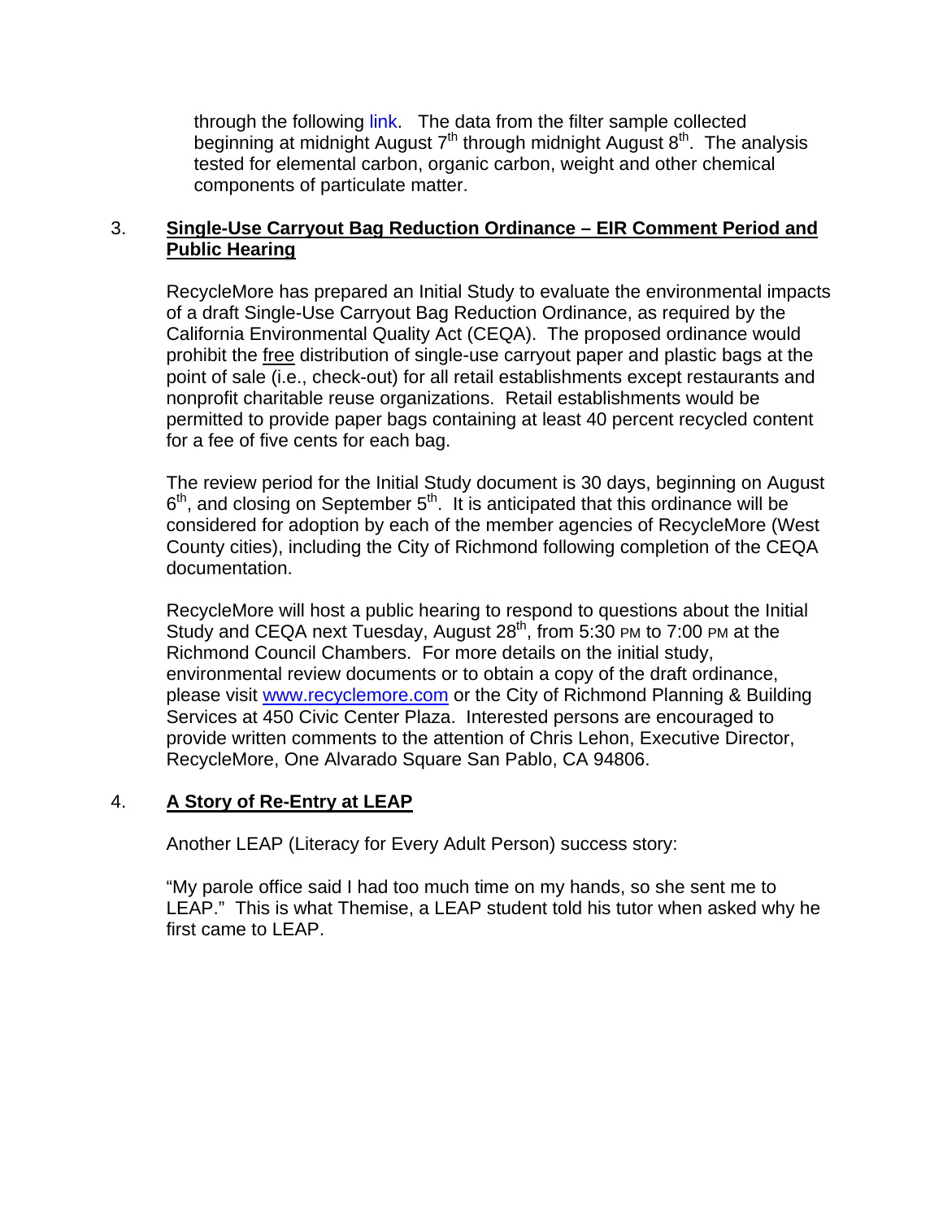through the following link. The data from the filter sample collected beginning at midnight August 7th through midnight August 8th. The analysis tested for elemental carbon, organic carbon, weight and other chemical components of particulate matter.

3. **Single-Use Carryout Bag Reduction Ordinance – EIR Comment Period and Public Hearing**

   RecycleMore has prepared an Initial Study to evaluate the environmental impacts of a draft Single-Use Carryout Bag Reduction Ordinance, as required by the California Environmental Quality Act (CEQA). The proposed ordinance would prohibit the free distribution of single-use carryout paper and plastic bags at the point of sale (i.e., check-out) for all retail establishments except restaurants and nonprofit charitable reuse organizations. Retail establishments would be permitted to provide paper bags containing at least 40 percent recycled content for a fee of five cents for each bag.

   The review period for the Initial Study document is 30 days, beginning on August 6th, and closing on September 5th. It is anticipated that this ordinance will be considered for adoption by each of the member agencies of RecycleMore (West County cities), including the City of Richmond following completion of the CEQA documentation.

   RecycleMore will host a public hearing to respond to questions about the Initial Study and CEQA next Tuesday, August 28th, from 5:30 PM to 7:00 PM at the Richmond Council Chambers. For more details on the initial study, environmental review documents or to obtain a copy of the draft ordinance, please visit www.recyclemore.com or the City of Richmond Planning & Building Services at 450 Civic Center Plaza. Interested persons are encouraged to provide written comments to the attention of Chris Lehon, Executive Director, RecycleMore, One Alvarado Square San Pablo, CA 94806.

4. **A Story of Re-Entry at LEAP**

   Another LEAP (Literacy for Every Adult Person) success story:

   "My parole office said I had too much time on my hands, so she sent me to LEAP." This is what Themise, a LEAP student told his tutor when asked why he first came to LEAP.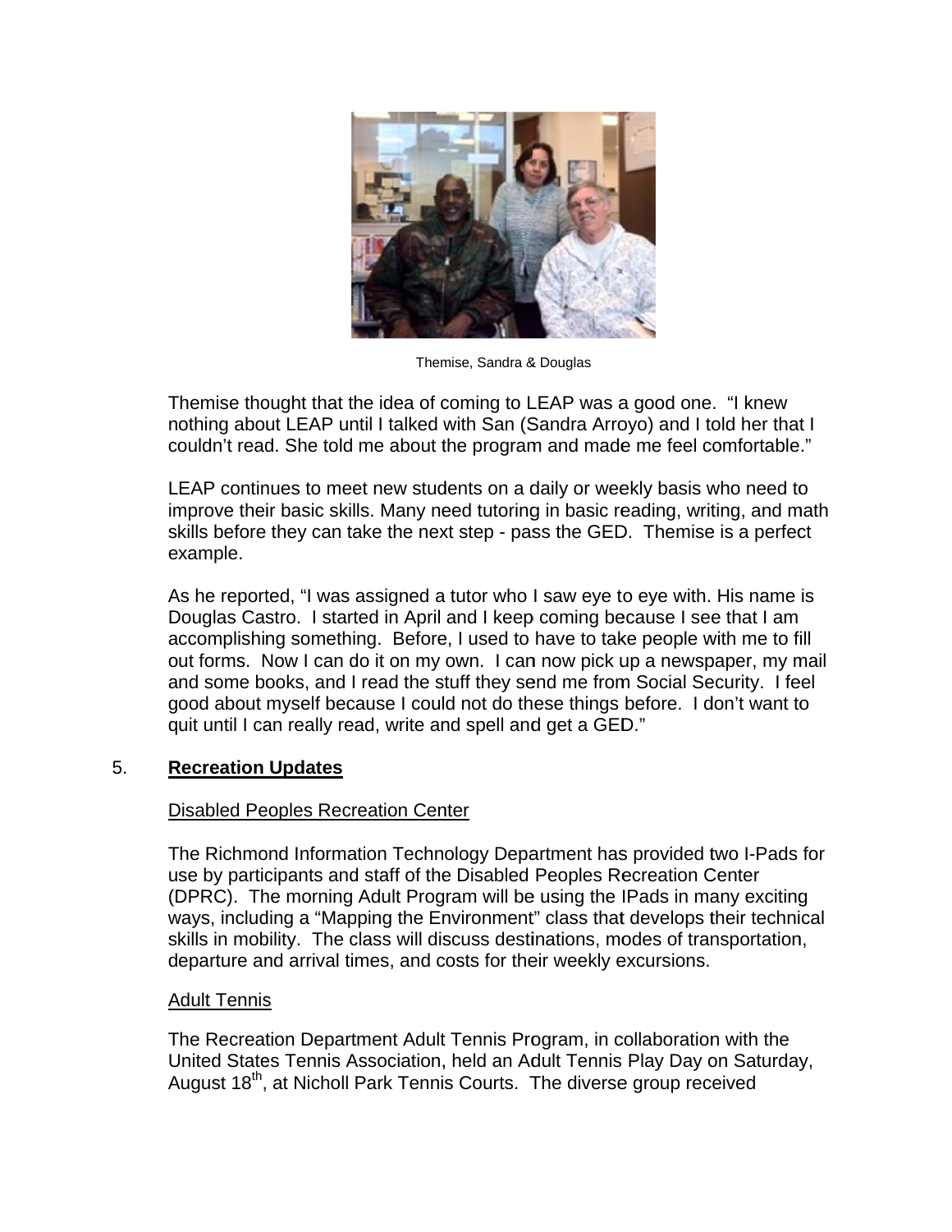Themise, Sandra & Douglas

Themise thought that the idea of coming to LEAP was a good one. "I knew nothing about LEAP until I talked with San (Sandra Arroyo) and I told her that I couldn't read. She told me about the program and made me feel comfortable."

LEAP continues to meet new students on a daily or weekly basis who need to improve their basic skills. Many need tutoring in basic reading, writing, and math skills before they can take the next step - pass the GED. Themise is a perfect example.

As he reported, "I was assigned a tutor who I saw eye to eye with. His name is Douglas Castro. I started in April and I keep coming because I see that I am accomplishing something. Before, I used to have to take people with me to fill out forms. Now I can do it on my own. I can now pick up a newspaper, my mail and some books, and I read the stuff they send me from Social Security. I feel good about myself because I could not do these things before. I don't want to quit until I can really read, write and spell and get a GED."

5. **Recreation Updates**

Disabled Peoples Recreation Center

The Richmond Information Technology Department has provided two I-Pads for use by participants and staff of the Disabled Peoples Recreation Center (DPRC). The morning Adult Program will be using the IPads in many exciting ways, including a "Mapping the Environment" class that develops their technical skills in mobility. The class will discuss destinations, modes of transportation, departure and arrival times, and costs for their weekly excursions.

Adult Tennis

The Recreation Department Adult Tennis Program, in collaboration with the United States Tennis Association, held an Adult Tennis Play Day on Saturday, August 18th, at Nicholl Park Tennis Courts. The diverse group received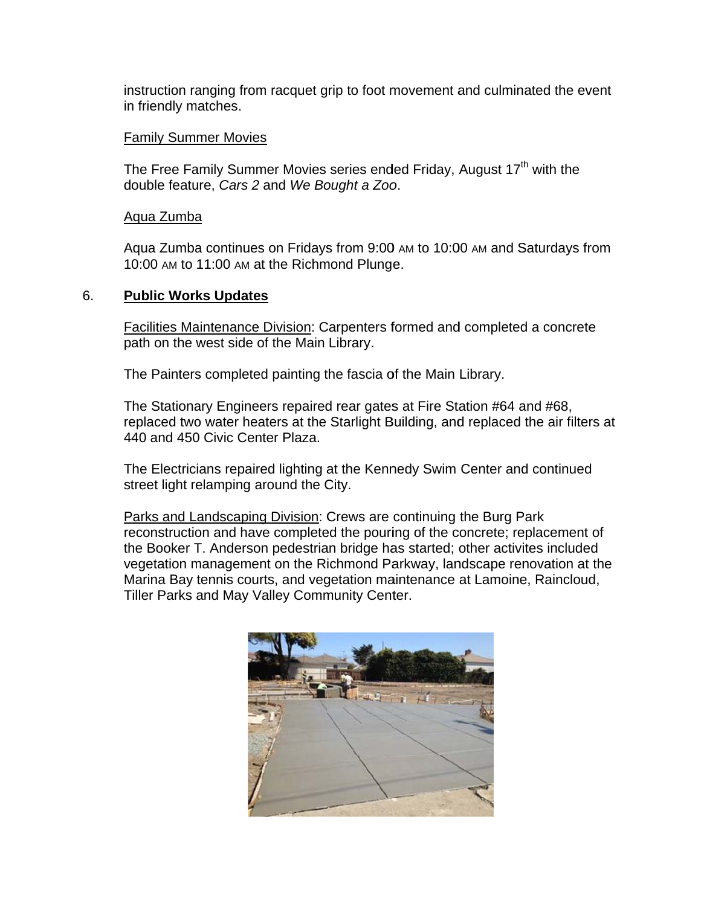instruction ranging from racquet grip to foot movement and culminated the event in friendly matches.

<u>Family Summer Movies</u>

The Free Family Summer Movies series ended Friday, August 17th with the double feature, *Cars 2* and *We Bought a Zoo*.

<u>Aqua Zumba</u>

Aqua Zumba continues on Fridays from 9:00 AM to 10:00 AM and Saturdays from 10:00 AM to 11:00 AM at the Richmond Plunge.

6. **<u>Public Works Updates</u>**

<u>Facilities Maintenance Division</u>: Carpenters formed and completed a concrete path on the west side of the Main Library.

The Painters completed painting the fascia of the Main Library.

The Stationary Engineers repaired rear gates at Fire Station #64 and #68, replaced two water heaters at the Starlight Building, and replaced the air filters at 440 and 450 Civic Center Plaza.

The Electricians repaired lighting at the Kennedy Swim Center and continued street light relamping around the City.

<u>Parks and Landscaping Division</u>: Crews are continuing the Burg Park reconstruction and have completed the pouring of the concrete; replacement of the Booker T. Anderson pedestrian bridge has started; other activites included vegetation management on the Richmond Parkway, landscape renovation at the Marina Bay tennis courts, and vegetation maintenance at Lamoine, Raincloud, Tiller Parks and May Valley Community Center.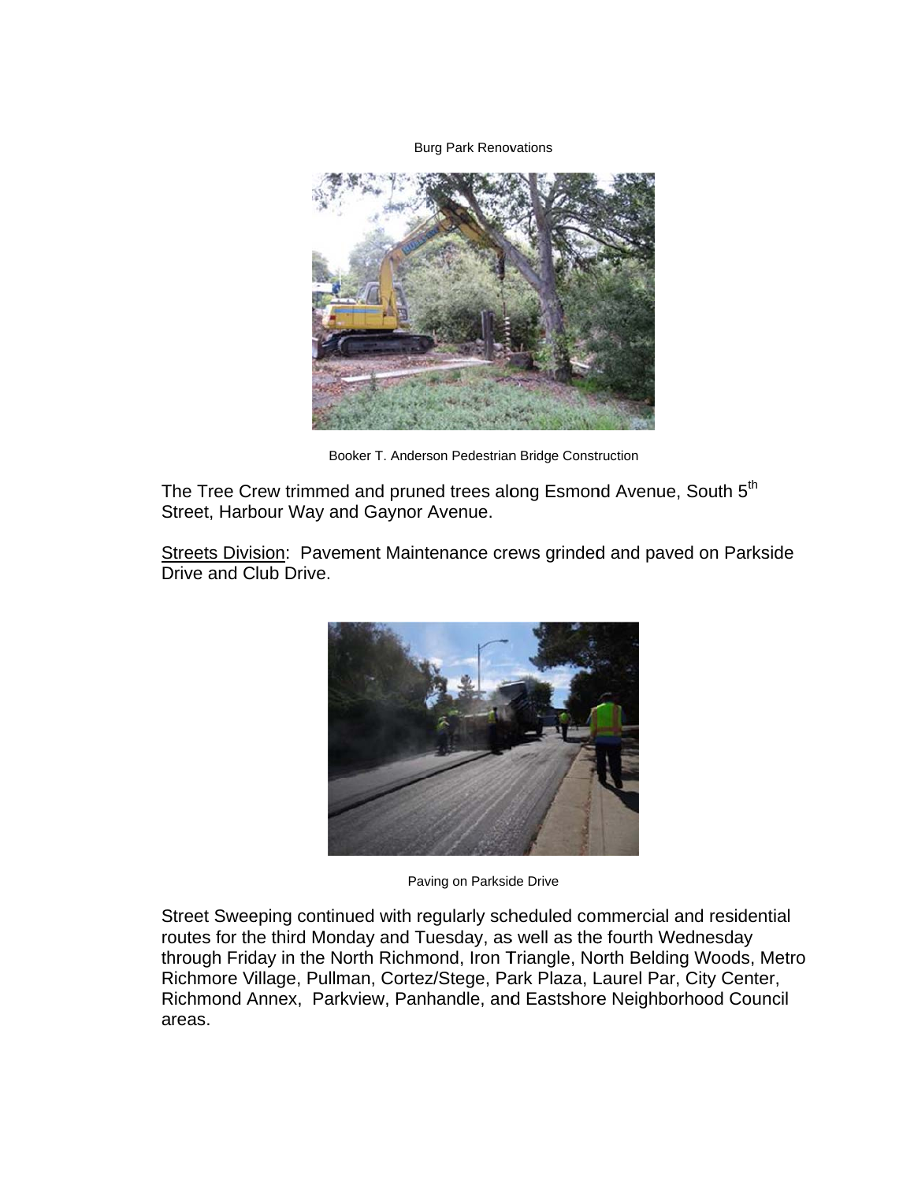Burg Park Renovations

Booker T. Anderson Pedestrian Bridge Construction

The Tree Crew trimmed and pruned trees along Esmond Avenue, South 5th Street, Harbour Way and Gaynor Avenue.

Streets Division: Pavement Maintenance crews grinded and paved on Parkside Drive and Club Drive.

Paving on Parkside Drive

Street Sweeping continued with regularly scheduled commercial and residential routes for the third Monday and Tuesday, as well as the fourth Wednesday through Friday in the North Richmond, Iron Triangle, North Belding Woods, Metro Richmore Village, Pullman, Cortez/Stege, Park Plaza, Laurel Par, City Center, Richmond Annex, Parkview, Panhandle, and Eastshore Neighborhood Council areas.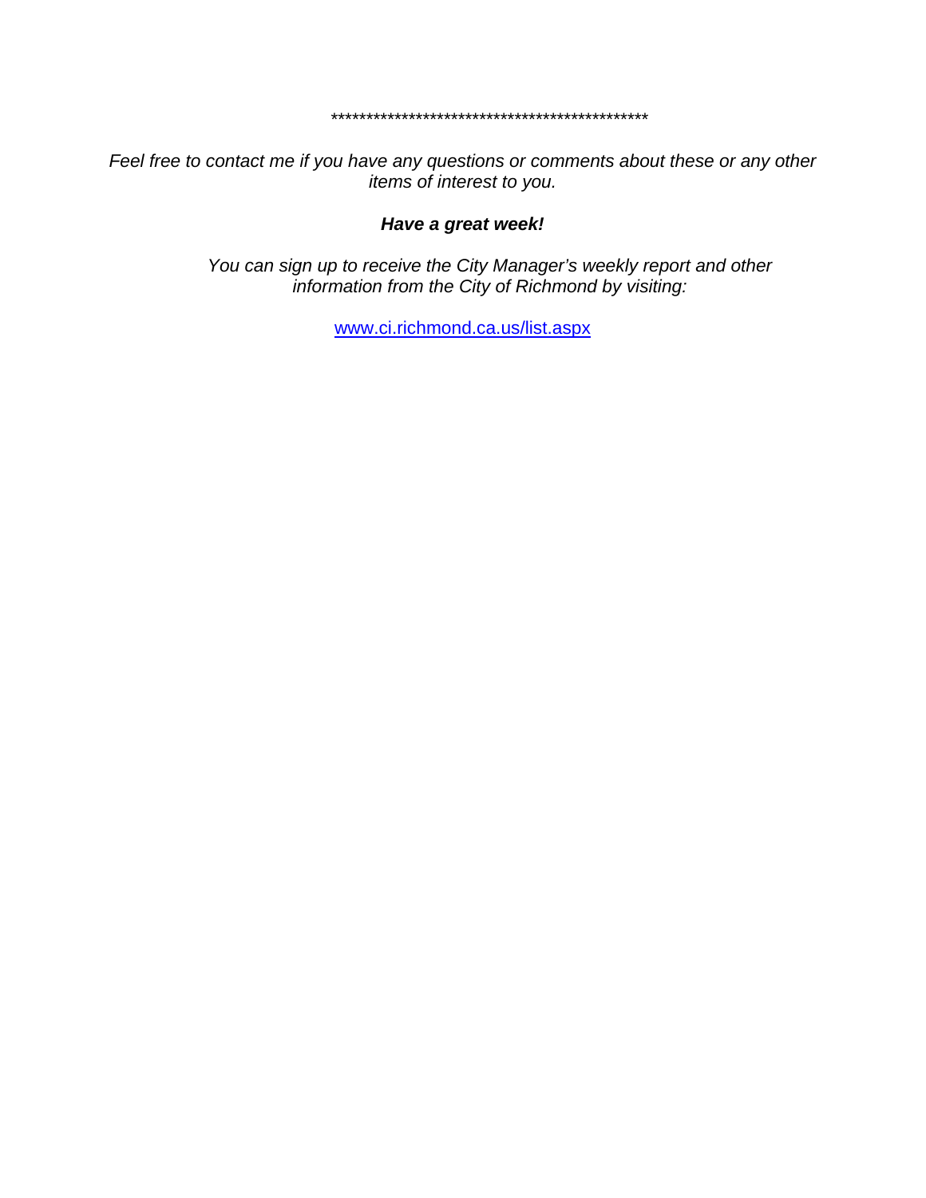*********************************************

*Feel free to contact me if you have any questions or comments about these or any other items of interest to you.*

***Have a great week!***

*You can sign up to receive the City Manager's weekly report and other information from the City of Richmond by visiting:*

[www.ci.richmond.ca.us/list.aspx](http://www.ci.richmond.ca.us/list.aspx)